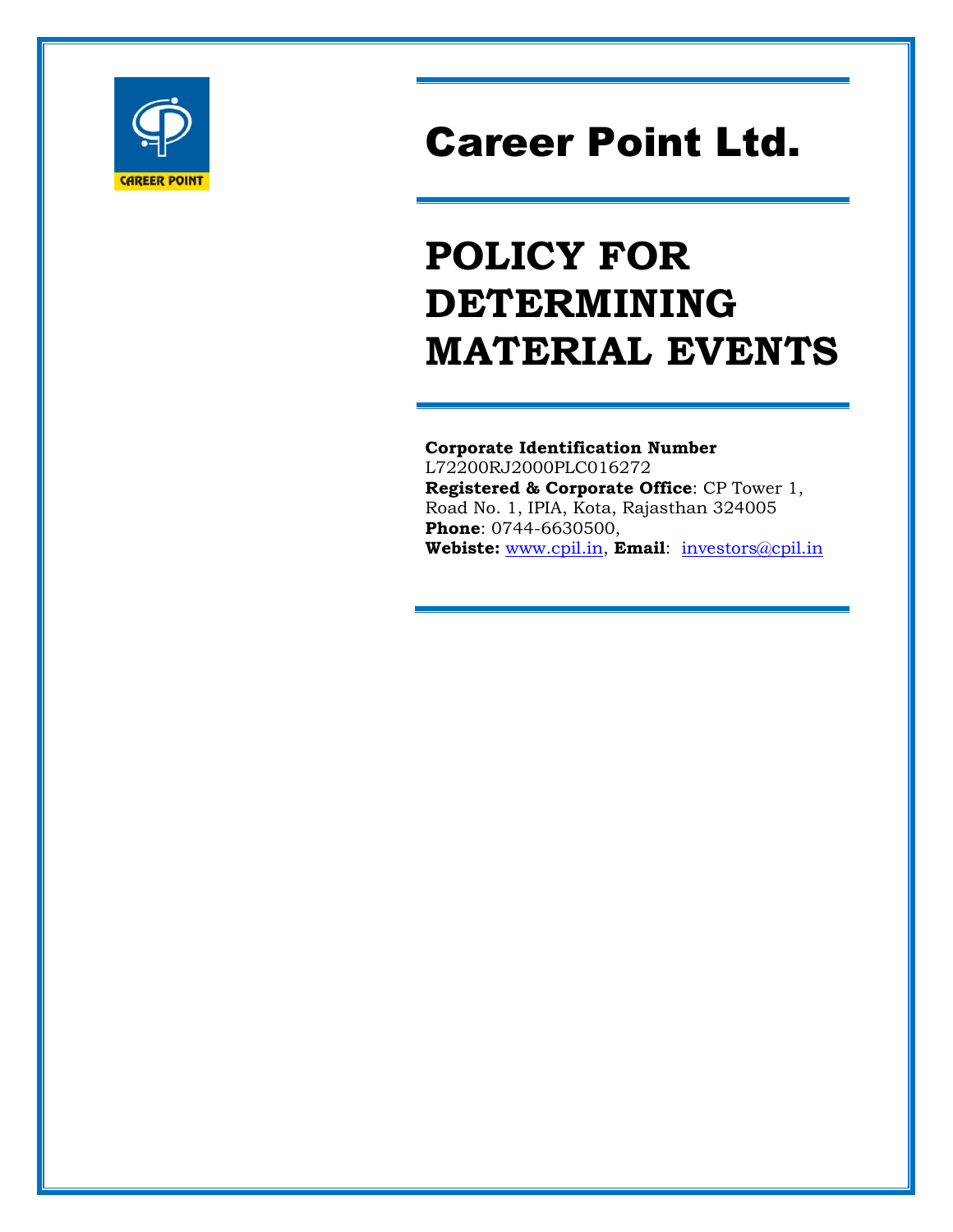# Career Point Ltd.

# POLICY FOR DETERMINING MATERIAL EVENTS

**Corporate Identification Number**
L72200RJ2000PLC016272
**Registered & Corporate Office**: CP Tower 1, Road No. 1, IPIA, Kota, Rajasthan 324005
**Phone**: 0744-6630500,
**Webiste:** www.cpil.in, **Email**: investors@cpil.in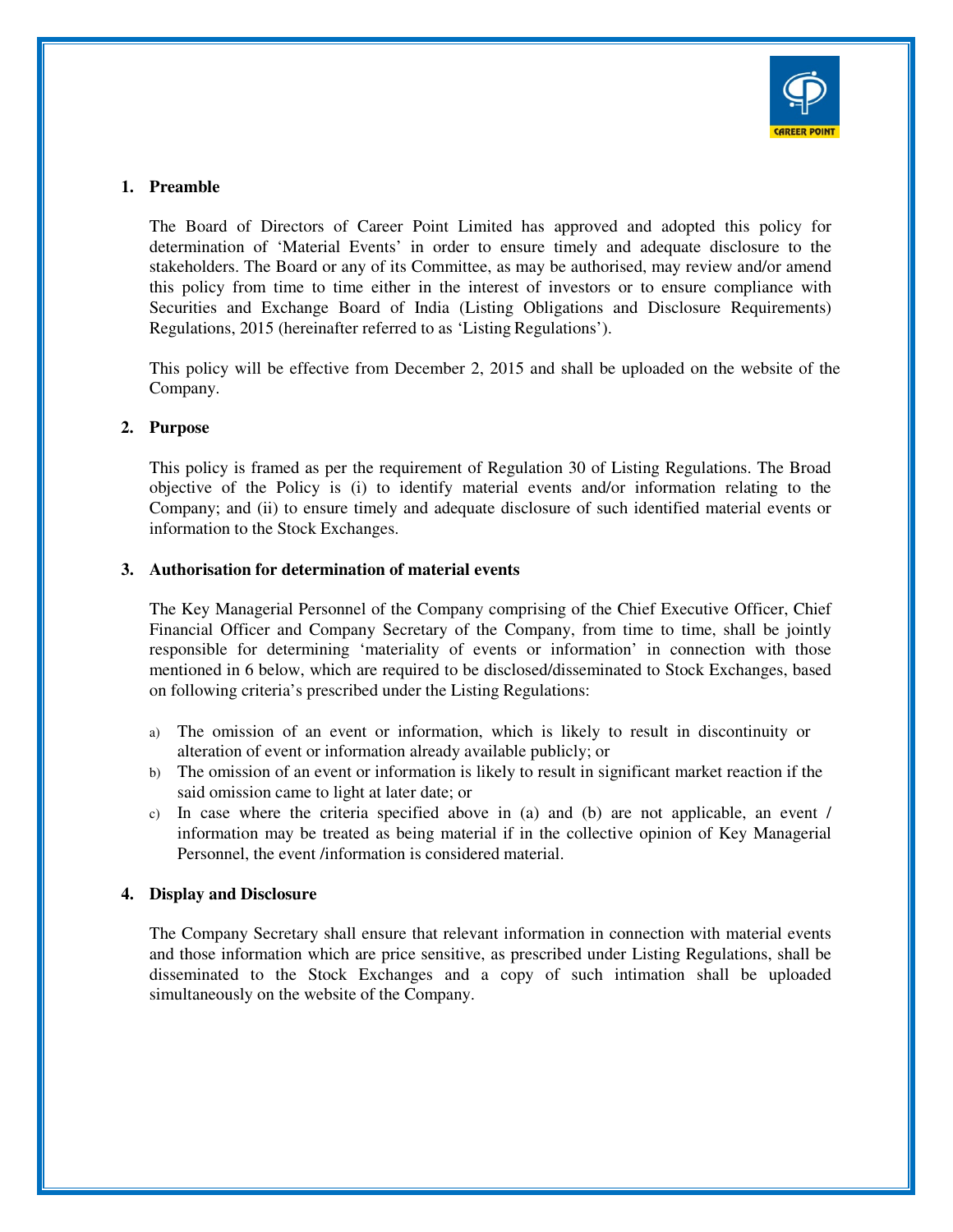## 1. Preamble

The Board of Directors of Career Point Limited has approved and adopted this policy for determination of 'Material Events' in order to ensure timely and adequate disclosure to the stakeholders. The Board or any of its Committee, as may be authorised, may review and/or amend this policy from time to time either in the interest of investors or to ensure compliance with Securities and Exchange Board of India (Listing Obligations and Disclosure Requirements) Regulations, 2015 (hereinafter referred to as 'Listing Regulations').

This policy will be effective from December 2, 2015 and shall be uploaded on the website of the Company.

## 2. Purpose

This policy is framed as per the requirement of Regulation 30 of Listing Regulations. The Broad objective of the Policy is (i) to identify material events and/or information relating to the Company; and (ii) to ensure timely and adequate disclosure of such identified material events or information to the Stock Exchanges.

## 3. Authorisation for determination of material events

The Key Managerial Personnel of the Company comprising of the Chief Executive Officer, Chief Financial Officer and Company Secretary of the Company, from time to time, shall be jointly responsible for determining 'materiality of events or information' in connection with those mentioned in 6 below, which are required to be disclosed/disseminated to Stock Exchanges, based on following criteria's prescribed under the Listing Regulations:

a) The omission of an event or information, which is likely to result in discontinuity or alteration of event or information already available publicly; or
b) The omission of an event or information is likely to result in significant market reaction if the said omission came to light at later date; or
c) In case where the criteria specified above in (a) and (b) are not applicable, an event / information may be treated as being material if in the collective opinion of Key Managerial Personnel, the event /information is considered material.

## 4. Display and Disclosure

The Company Secretary shall ensure that relevant information in connection with material events and those information which are price sensitive, as prescribed under Listing Regulations, shall be disseminated to the Stock Exchanges and a copy of such intimation shall be uploaded simultaneously on the website of the Company.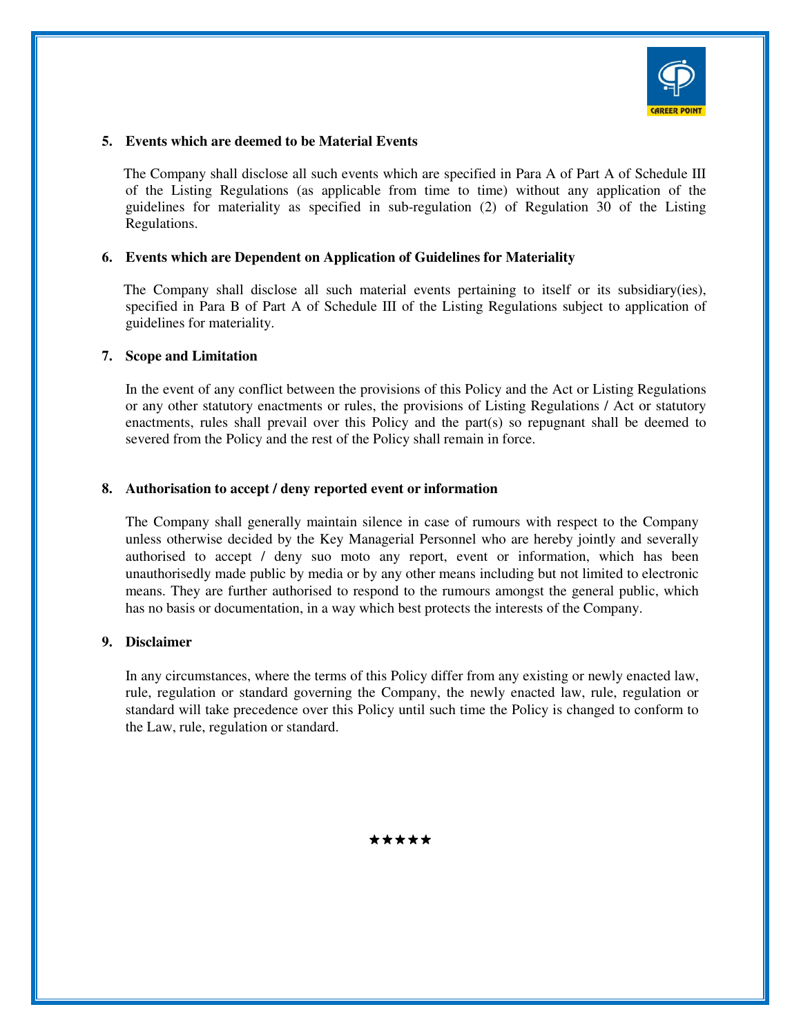**5. Events which are deemed to be Material Events**

The Company shall disclose all such events which are specified in Para A of Part A of Schedule III of the Listing Regulations (as applicable from time to time) without any application of the guidelines for materiality as specified in sub-regulation (2) of Regulation 30 of the Listing Regulations.

**6. Events which are Dependent on Application of Guidelines for Materiality**

The Company shall disclose all such material events pertaining to itself or its subsidiary(ies), specified in Para B of Part A of Schedule III of the Listing Regulations subject to application of guidelines for materiality.

**7. Scope and Limitation**

In the event of any conflict between the provisions of this Policy and the Act or Listing Regulations or any other statutory enactments or rules, the provisions of Listing Regulations / Act or statutory enactments, rules shall prevail over this Policy and the part(s) so repugnant shall be deemed to severed from the Policy and the rest of the Policy shall remain in force.

**8. Authorisation to accept / deny reported event or information**

The Company shall generally maintain silence in case of rumours with respect to the Company unless otherwise decided by the Key Managerial Personnel who are hereby jointly and severally authorised to accept / deny suo moto any report, event or information, which has been unauthorisedly made public by media or by any other means including but not limited to electronic means. They are further authorised to respond to the rumours amongst the general public, which has no basis or documentation, in a way which best protects the interests of the Company.

**9. Disclaimer**

In any circumstances, where the terms of this Policy differ from any existing or newly enacted law, rule, regulation or standard governing the Company, the newly enacted law, rule, regulation or standard will take precedence over this Policy until such time the Policy is changed to conform to the Law, rule, regulation or standard.

★★★★★